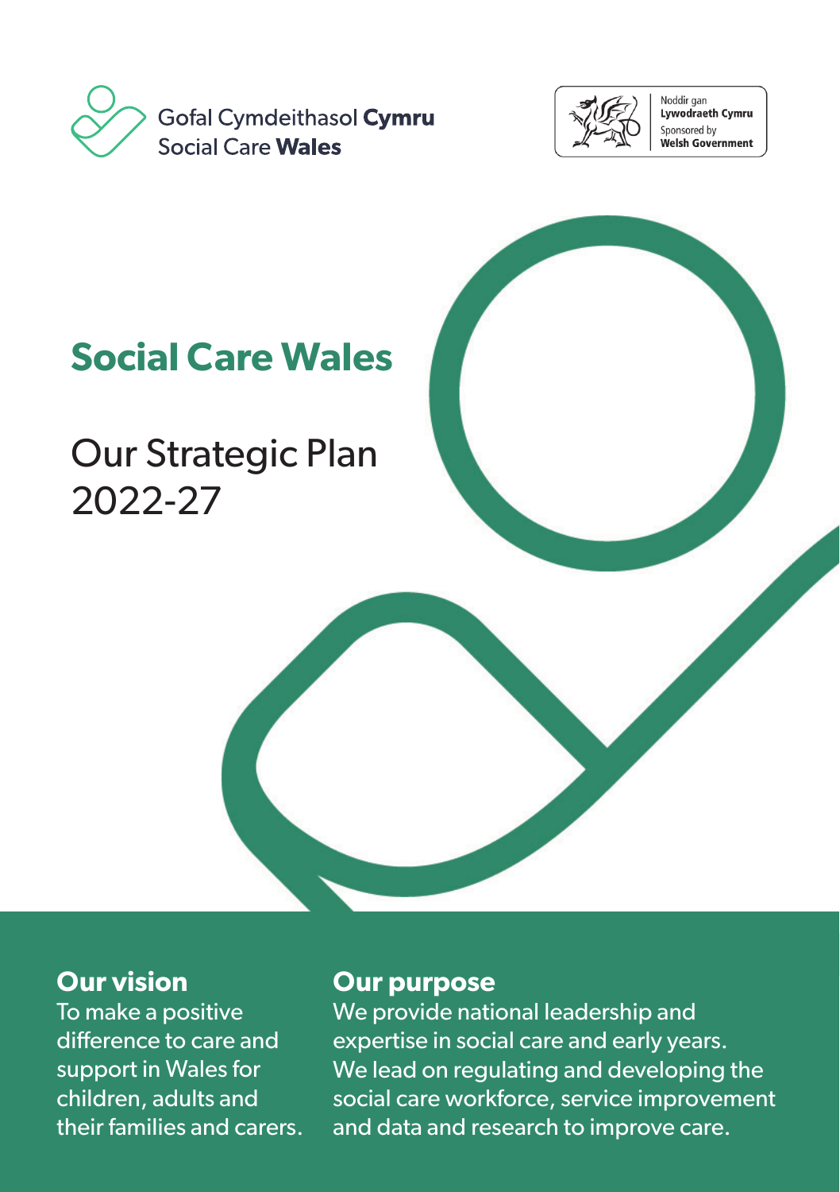Gofal Cymdeithasol **Cymru**
Social Care **Wales**

Noddir gan
**Lywodraeth Cymru**
Sponsored by
**Welsh Government**

# Social Care Wales

## Our Strategic Plan 2022-27

### Our vision

To make a positive difference to care and support in Wales for children, adults and their families and carers.

### Our purpose

We provide national leadership and expertise in social care and early years. We lead on regulating and developing the social care workforce, service improvement and data and research to improve care.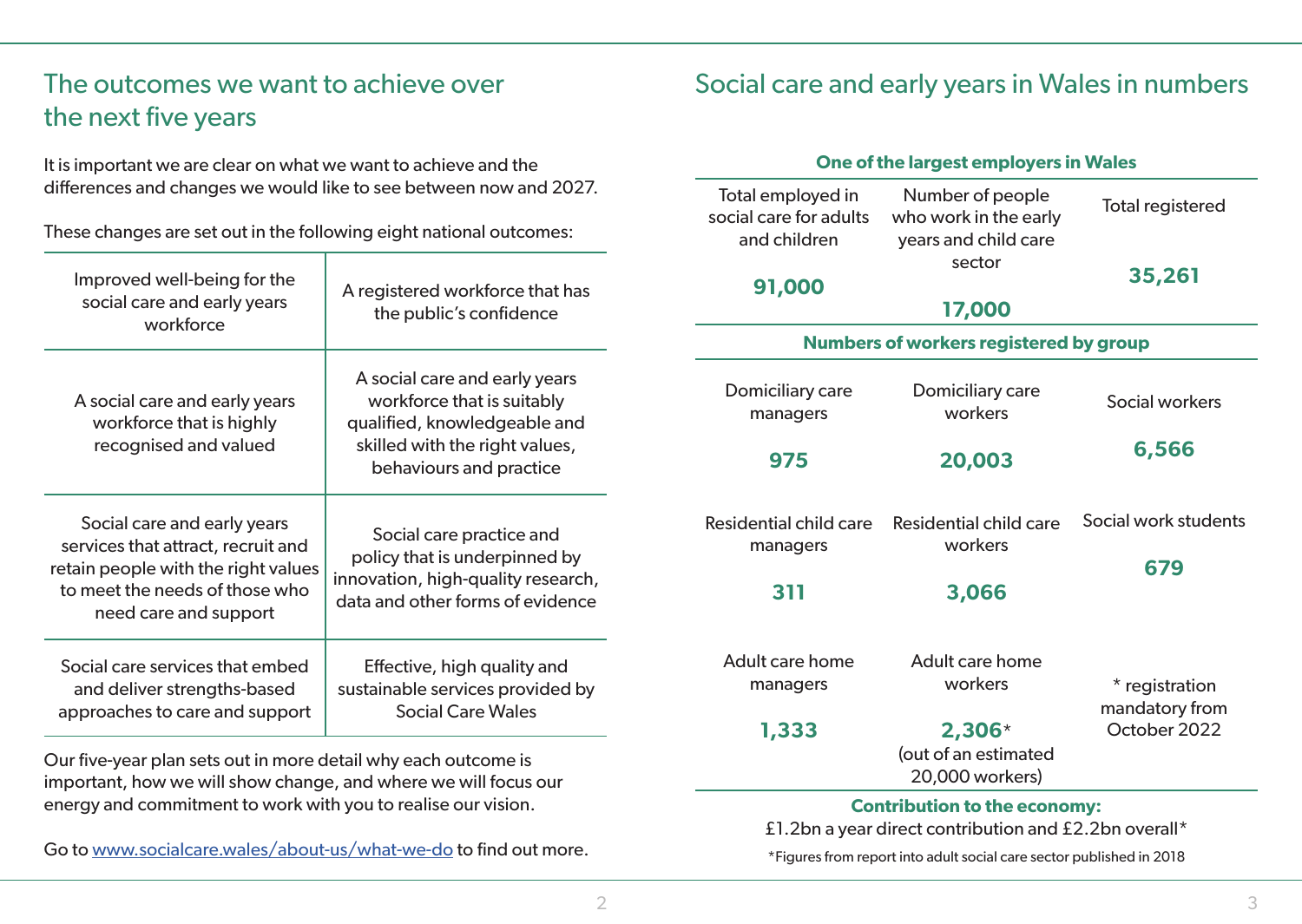## The outcomes we want to achieve over the next five years

It is important we are clear on what we want to achieve and the differences and changes we would like to see between now and 2027.

These changes are set out in the following eight national outcomes:

| | |
|---|---|
| Improved well-being for the social care and early years workforce | A registered workforce that has the public's confidence |
| A social care and early years workforce that is highly recognised and valued | A social care and early years workforce that is suitably qualified, knowledgeable and skilled with the right values, behaviours and practice |
| Social care and early years services that attract, recruit and retain people with the right values to meet the needs of those who need care and support | Social care practice and policy that is underpinned by innovation, high-quality research, data and other forms of evidence |
| Social care services that embed and deliver strengths-based approaches to care and support | Effective, high quality and sustainable services provided by Social Care Wales |

Our five-year plan sets out in more detail why each outcome is important, how we will show change, and where we will focus our energy and commitment to work with you to realise our vision.

Go to [www.socialcare.wales/about-us/what-we-do](www.socialcare.wales/about-us/what-we-do) to find out more.

## Social care and early years in Wales in numbers

**One of the largest employers in Wales**

| Total employed in social care for adults and children | Number of people who work in the early years and child care sector | Total registered |
|---|---|---|
| **91,000** | **17,000** | **35,261** |

**Numbers of workers registered by group**

| Domiciliary care managers | Domiciliary care workers | Social workers |
|---|---|---|
| **975** | **20,003** | **6,566** |
| **Residential child care managers** | **Residential child care workers** | **Social work students** |
| **311** | **3,066** | **679** |
| **Adult care home managers** | **Adult care home workers** | * registration mandatory from October 2022 |
| **1,333** | **2,306*** (out of an estimated 20,000 workers) | |

**Contribution to the economy:**

£1.2bn a year direct contribution and £2.2bn overall*

*Figures from report into adult social care sector published in 2018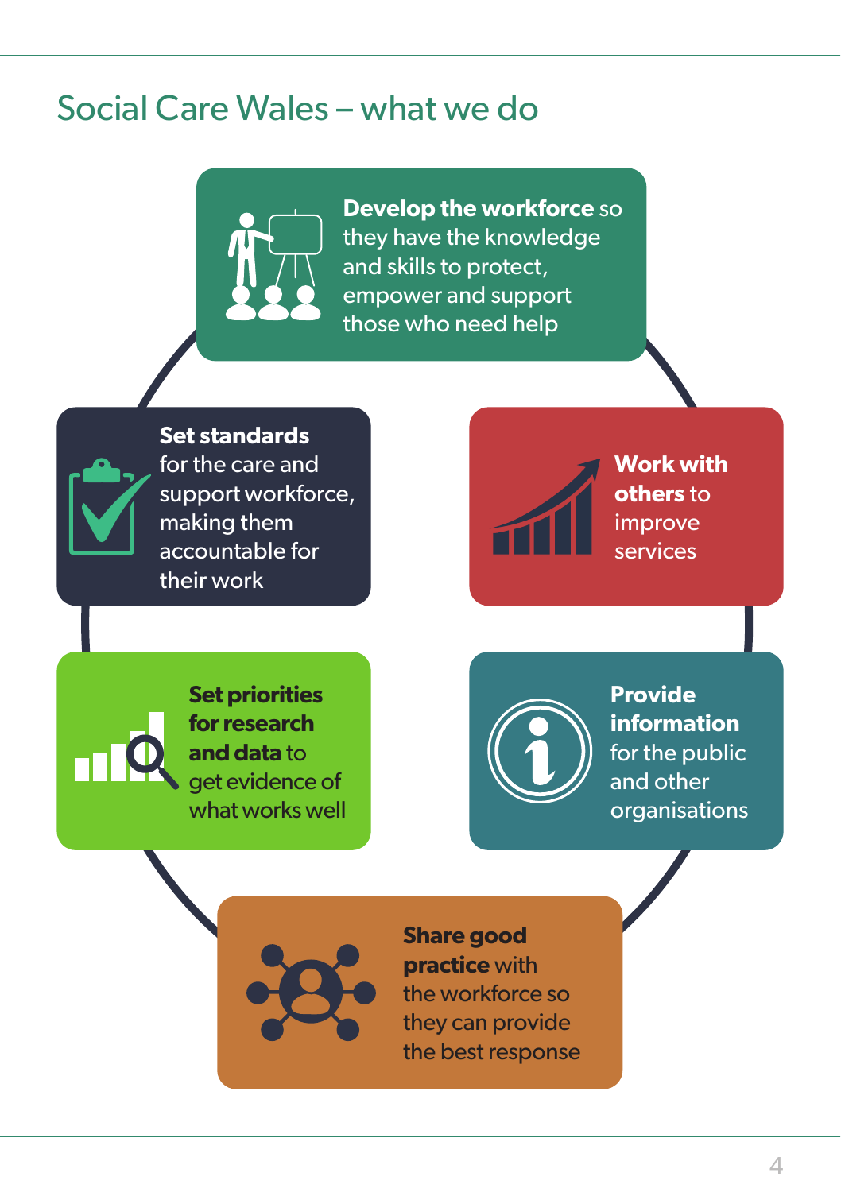## Social Care Wales – what we do

**Develop the workforce** so they have the knowledge and skills to protect, empower and support those who need help

**Set standards** for the care and support workforce, making them accountable for their work

**Work with others** to improve services

**Set priorities for research and data** to get evidence of what works well

**Provide information** for the public and other organisations

**Share good practice** with the workforce so they can provide the best response